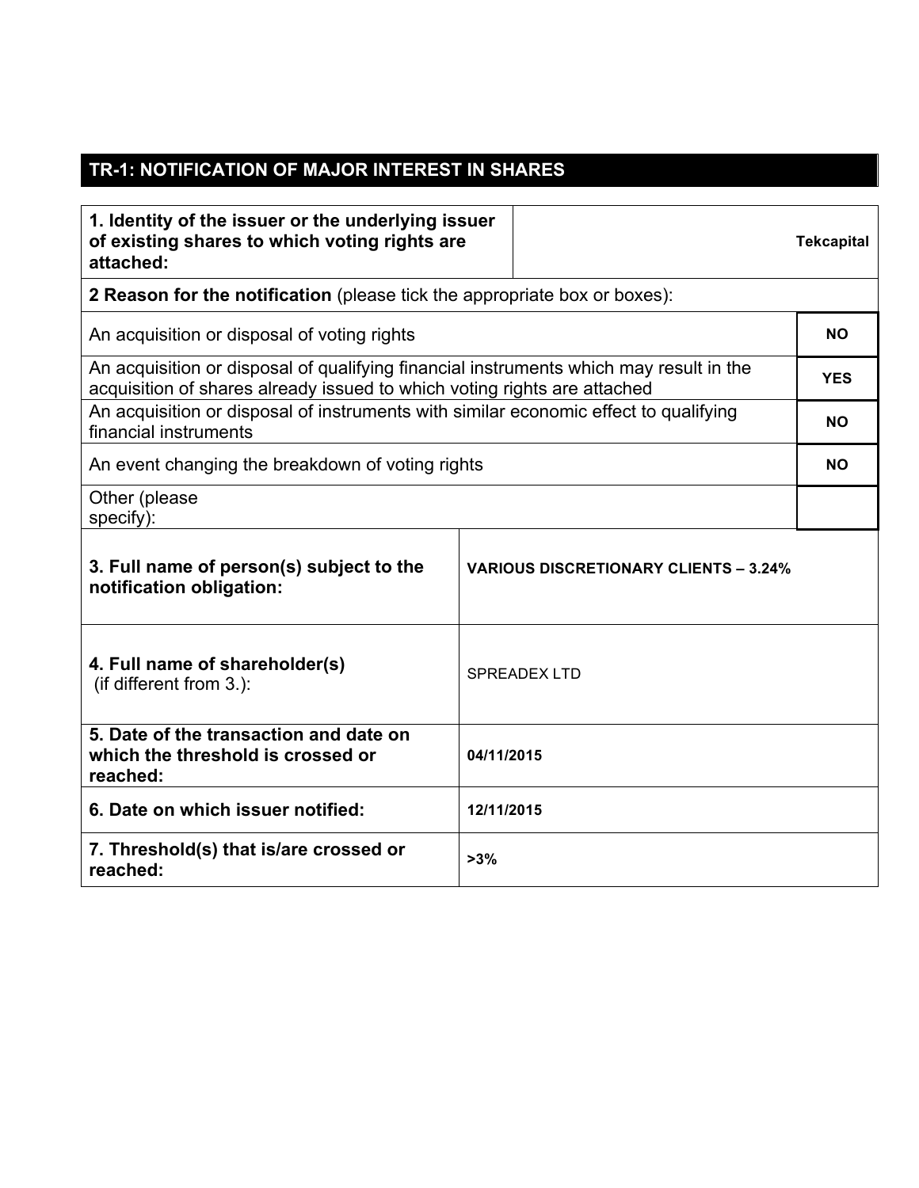## TR-1: NOTIFICATION OF MAJOR INTEREST IN SHARES

| | |
|---|---|
| **1. Identity of the issuer or the underlying issuer of existing shares to which voting rights are attached:** | **Tekcapital** |

**2 Reason for the notification** (please tick the appropriate box or boxes):

| | |
|---|---|
| An acquisition or disposal of voting rights | **NO** |
| An acquisition or disposal of qualifying financial instruments which may result in the acquisition of shares already issued to which voting rights are attached | **YES** |
| An acquisition or disposal of instruments with similar economic effect to qualifying financial instruments | **NO** |
| An event changing the breakdown of voting rights | **NO** |
| Other (please specify): | |

| | |
|---|---|
| **3. Full name of person(s) subject to the notification obligation:** | **VARIOUS DISCRETIONARY CLIENTS – 3.24%** |
| **4. Full name of shareholder(s)** (if different from 3.): | SPREADEX LTD |
| **5. Date of the transaction and date on which the threshold is crossed or reached:** | **04/11/2015** |
| **6. Date on which issuer notified:** | **12/11/2015** |
| **7. Threshold(s) that is/are crossed or reached:** | **>3%** |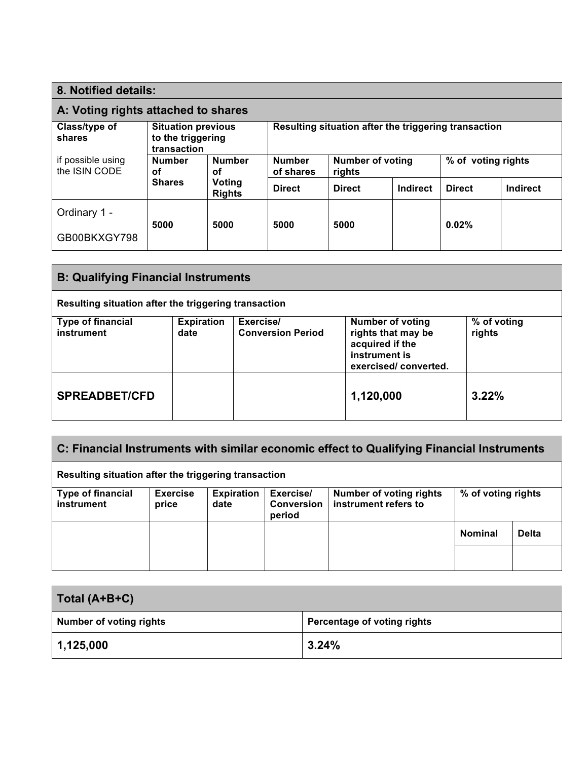## 8. Notified details:

### A: Voting rights attached to shares

| Class/type of shares if possible using the ISIN CODE | Situation previous to the triggering transaction | | Resulting situation after the triggering transaction | | | | |
|---|---|---|---|---|---|---|---|
| | Number of Shares | Number of Voting Rights | Number of shares | Number of voting rights | | % of voting rights | |
| | | | Direct | Direct | Indirect | Direct | Indirect |
| Ordinary 1 - GB00BKXGY798 | 5000 | 5000 | 5000 | 5000 | | 0.02% | |

### B: Qualifying Financial Instruments

**Resulting situation after the triggering transaction**

| Type of financial instrument | Expiration date | Exercise/ Conversion Period | Number of voting rights that may be acquired if the instrument is exercised/ converted. | % of voting rights |
|---|---|---|---|---|
| **SPREADBET/CFD** | | | **1,120,000** | **3.22%** |

### C: Financial Instruments with similar economic effect to Qualifying Financial Instruments

**Resulting situation after the triggering transaction**

| Type of financial instrument | Exercise price | Expiration date | Exercise/ Conversion period | Number of voting rights instrument refers to | % of voting rights | |
|---|---|---|---|---|---|---|
| | | | | | Nominal | Delta |
| | | | | | | |

### Total (A+B+C)

| Number of voting rights | Percentage of voting rights |
|---|---|
| **1,125,000** | **3.24%** |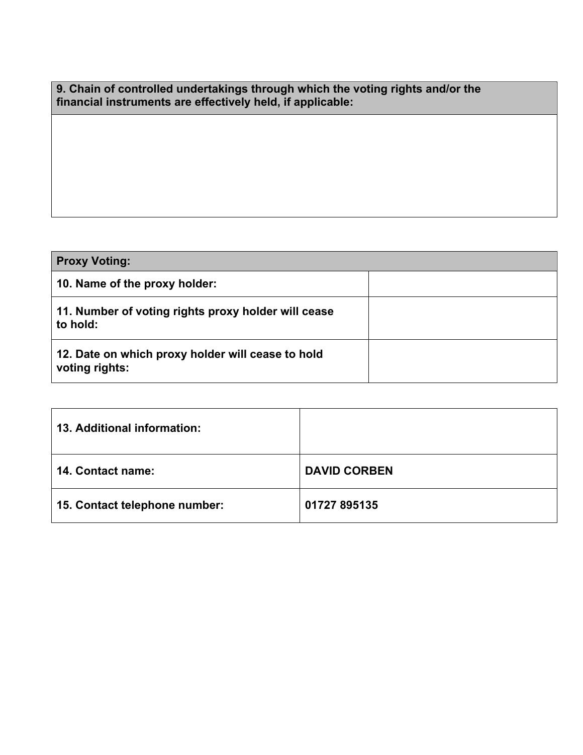| 9. Chain of controlled undertakings through which the voting rights and/or the financial instruments are effectively held, if applicable: |
| --- |
| |

| Proxy Voting: | |
| --- | --- |
| 10. Name of the proxy holder: | |
| 11. Number of voting rights proxy holder will cease to hold: | |
| 12. Date on which proxy holder will cease to hold voting rights: | |

| | |
| --- | --- |
| 13. Additional information: | |
| 14. Contact name: | DAVID CORBEN |
| 15. Contact telephone number: | 01727 895135 |